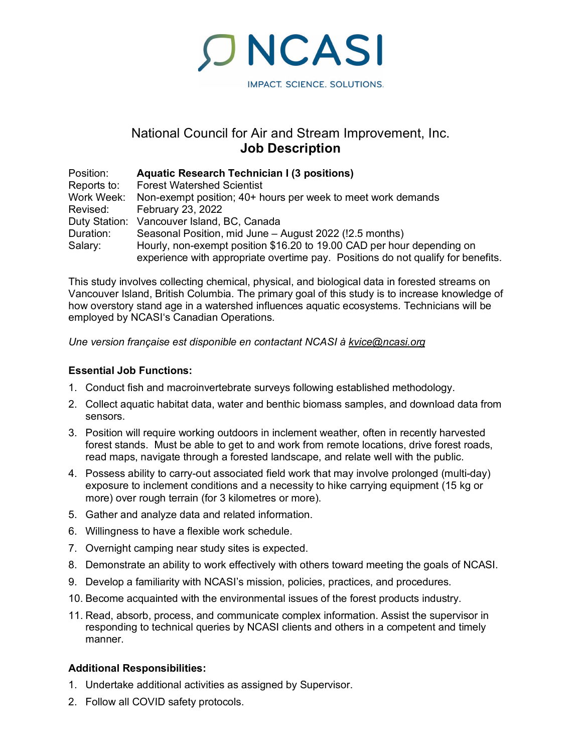NCASI

IMPACT. SCIENCE. SOLUTIONS.

# National Council for Air and Stream Improvement, Inc.
## Job Description

Position: **Aquatic Research Technician I (3 positions)**
Reports to: Forest Watershed Scientist
Work Week: Non-exempt position; 40+ hours per week to meet work demands
Revised: February 23, 2022
Duty Station: Vancouver Island, BC, Canada
Duration: Seasonal Position, mid June – August 2022 (!2.5 months)
Salary: Hourly, non-exempt position $16.20 to 19.00 CAD per hour depending on experience with appropriate overtime pay. Positions do not qualify for benefits.

This study involves collecting chemical, physical, and biological data in forested streams on Vancouver Island, British Columbia. The primary goal of this study is to increase knowledge of how overstory stand age in a watershed influences aquatic ecosystems. Technicians will be employed by NCASI's Canadian Operations.

*Une version française est disponible en contactant NCASI à kvice@ncasi.org*

**Essential Job Functions:**

1. Conduct fish and macroinvertebrate surveys following established methodology.
2. Collect aquatic habitat data, water and benthic biomass samples, and download data from sensors.
3. Position will require working outdoors in inclement weather, often in recently harvested forest stands. Must be able to get to and work from remote locations, drive forest roads, read maps, navigate through a forested landscape, and relate well with the public.
4. Possess ability to carry-out associated field work that may involve prolonged (multi-day) exposure to inclement conditions and a necessity to hike carrying equipment (15 kg or more) over rough terrain (for 3 kilometres or more).
5. Gather and analyze data and related information.
6. Willingness to have a flexible work schedule.
7. Overnight camping near study sites is expected.
8. Demonstrate an ability to work effectively with others toward meeting the goals of NCASI.
9. Develop a familiarity with NCASI's mission, policies, practices, and procedures.
10. Become acquainted with the environmental issues of the forest products industry.
11. Read, absorb, process, and communicate complex information. Assist the supervisor in responding to technical queries by NCASI clients and others in a competent and timely manner.

**Additional Responsibilities:**

1. Undertake additional activities as assigned by Supervisor.
2. Follow all COVID safety protocols.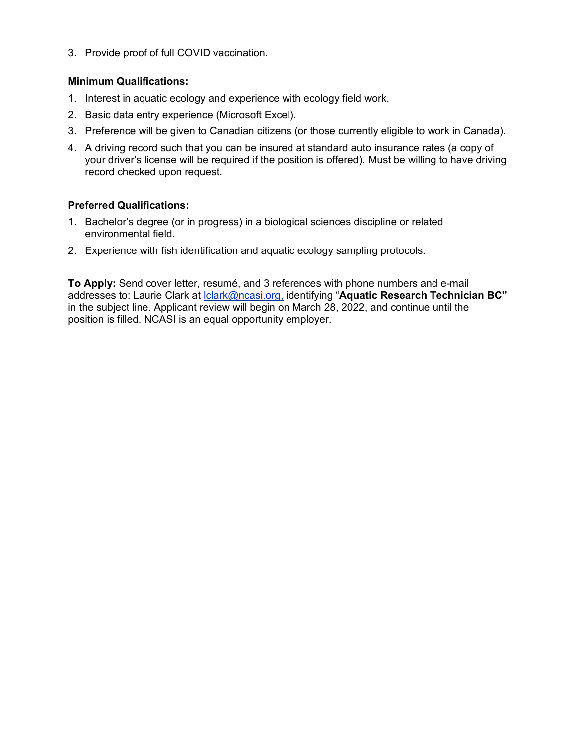3. Provide proof of full COVID vaccination.

**Minimum Qualifications:**

1. Interest in aquatic ecology and experience with ecology field work.
2. Basic data entry experience (Microsoft Excel).
3. Preference will be given to Canadian citizens (or those currently eligible to work in Canada).
4. A driving record such that you can be insured at standard auto insurance rates (a copy of your driver's license will be required if the position is offered). Must be willing to have driving record checked upon request.

**Preferred Qualifications:**

1. Bachelor's degree (or in progress) in a biological sciences discipline or related environmental field.
2. Experience with fish identification and aquatic ecology sampling protocols.

**To Apply:** Send cover letter, resumé, and 3 references with phone numbers and e-mail addresses to: Laurie Clark at lclark@ncasi.org, identifying "**Aquatic Research Technician BC"** in the subject line. Applicant review will begin on March 28, 2022, and continue until the position is filled. NCASI is an equal opportunity employer.